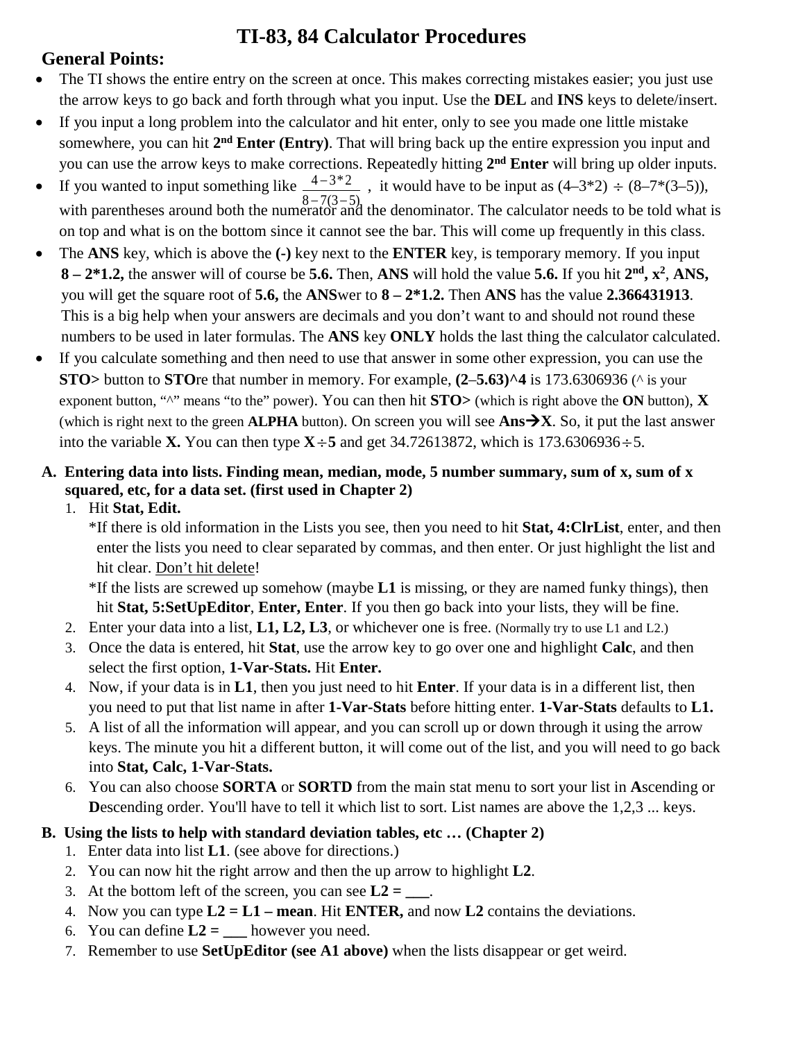# TI-83, 84 Calculator Procedures

## General Points:

- The TI shows the entire entry on the screen at once. This makes correcting mistakes easier; you just use the arrow keys to go back and forth through what you input. Use the **DEL** and **INS** keys to delete/insert.
- If you input a long problem into the calculator and hit enter, only to see you made one little mistake somewhere, you can hit **2nd Enter (Entry)**. That will bring back up the entire expression you input and you can use the arrow keys to make corrections. Repeatedly hitting **2nd Enter** will bring up older inputs.
- If you wanted to input something like $\frac{4-3*2}{8-7(3-5)}$, it would have to be input as (4–3*2) ÷ (8–7*(3–5)), with parentheses around both the numerator and the denominator. The calculator needs to be told what is on top and what is on the bottom since it cannot see the bar. This will come up frequently in this class.
- The **ANS** key, which is above the **(-)** key next to the **ENTER** key, is temporary memory. If you input **8 – 2*1.2,** the answer will of course be **5.6.** Then, **ANS** will hold the value **5.6.** If you hit **2nd, $x^2$**, **ANS,** you will get the square root of **5.6,** the **ANS**wer to **8 – 2*1.2.** Then **ANS** has the value **2.366431913**. This is a big help when your answers are decimals and you don't want to and should not round these numbers to be used in later formulas. The **ANS** key **ONLY** holds the last thing the calculator calculated.
- If you calculate something and then need to use that answer in some other expression, you can use the **STO>** button to **STO**re that number in memory. For example, **(2–5.63)^4** is 173.6306936 (^ is your exponent button, "^" means "to the" power). You can then hit **STO>** (which is right above the **ON** button), **X** (which is right next to the green **ALPHA** button). On screen you will see **Ans→X**. So, it put the last answer into the variable **X.** You can then type **X÷5** and get 34.72613872, which is 173.6306936÷5.

**A. Entering data into lists. Finding mean, median, mode, 5 number summary, sum of x, sum of x squared, etc, for a data set. (first used in Chapter 2)**

1. Hit **Stat, Edit.**
   *If there is old information in the Lists you see, then you need to hit **Stat, 4:ClrList**, enter, and then enter the lists you need to clear separated by commas, and then enter. Or just highlight the list and hit clear. Don't hit delete!
   *If the lists are screwed up somehow (maybe **L1** is missing, or they are named funky things), then hit **Stat, 5:SetUpEditor**, **Enter, Enter**. If you then go back into your lists, they will be fine.
2. Enter your data into a list, **L1, L2, L3**, or whichever one is free. (Normally try to use L1 and L2.)
3. Once the data is entered, hit **Stat**, use the arrow key to go over one and highlight **Calc**, and then select the first option, **1-Var-Stats.** Hit **Enter.**
4. Now, if your data is in **L1**, then you just need to hit **Enter**. If your data is in a different list, then you need to put that list name in after **1-Var-Stats** before hitting enter. **1-Var-Stats** defaults to **L1.**
5. A list of all the information will appear, and you can scroll up or down through it using the arrow keys. The minute you hit a different button, it will come out of the list, and you will need to go back into **Stat, Calc, 1-Var-Stats.**
6. You can also choose **SORTA** or **SORTD** from the main stat menu to sort your list in **A**scending or **D**escending order. You'll have to tell it which list to sort. List names are above the 1,2,3 ... keys.

**B. Using the lists to help with standard deviation tables, etc … (Chapter 2)**

1. Enter data into list **L1**. (see above for directions.)
2. You can now hit the right arrow and then the up arrow to highlight **L2**.
3. At the bottom left of the screen, you can see **L2 = \_\_\_**.
4. Now you can type **L2 = L1 – mean**. Hit **ENTER,** and now **L2** contains the deviations.
6. You can define **L2 = \_\_\_** however you need.
7. Remember to use **SetUpEditor (see A1 above)** when the lists disappear or get weird.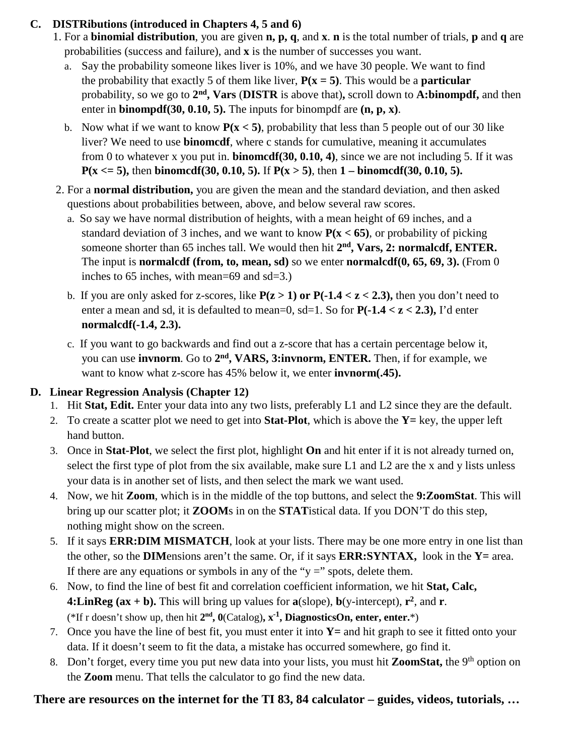### C. DISTRibutions (introduced in Chapters 4, 5 and 6)

1. For a **binomial distribution**, you are given **n, p, q**, and **x**. **n** is the total number of trials, **p** and **q** are probabilities (success and failure), and **x** is the number of successes you want.
   a. Say the probability someone likes liver is 10%, and we have 30 people. We want to find the probability that exactly 5 of them like liver, **P(x = 5)**. This would be a **particular** probability, so we go to **2<sup>nd</sup>, Vars** (**DISTR** is above that)**,** scroll down to **A:binompdf,** and then enter in **binompdf(30, 0.10, 5).** The inputs for binompdf are **(n, p, x)**.
   b. Now what if we want to know **P(x < 5)**, probability that less than 5 people out of our 30 like liver? We need to use **binomcdf**, where c stands for cumulative, meaning it accumulates from 0 to whatever x you put in. **binomcdf(30, 0.10, 4)**, since we are not including 5. If it was **P(x <= 5),** then **binomcdf(30, 0.10, 5).** If **P(x > 5)**, then **1 – binomcdf(30, 0.10, 5).**
2. For a **normal distribution,** you are given the mean and the standard deviation, and then asked questions about probabilities between, above, and below several raw scores.
   a. So say we have normal distribution of heights, with a mean height of 69 inches, and a standard deviation of 3 inches, and we want to know **P(x < 65)**, or probability of picking someone shorter than 65 inches tall. We would then hit **2nd, Vars, 2: normalcdf, ENTER.** The input is **normalcdf (from, to, mean, sd)** so we enter **normalcdf(0, 65, 69, 3).** (From 0 inches to 65 inches, with mean=69 and sd=3.)
   b. If you are only asked for z-scores, like **P(z > 1) or P(-1.4 < z < 2.3),** then you don't need to enter a mean and sd, it is defaulted to mean=0, sd=1. So for **P(-1.4 < z < 2.3),** I'd enter **normalcdf(-1.4, 2.3).**
   c. If you want to go backwards and find out a z-score that has a certain percentage below it, you can use **invnorm**. Go to **2nd, VARS, 3:invnorm, ENTER.** Then, if for example, we want to know what z-score has 45% below it, we enter **invnorm(.45).**

### D. Linear Regression Analysis (Chapter 12)

1. Hit **Stat, Edit.** Enter your data into any two lists, preferably L1 and L2 since they are the default.
2. To create a scatter plot we need to get into **Stat-Plot**, which is above the **Y=** key, the upper left hand button.
3. Once in **Stat-Plot**, we select the first plot, highlight **On** and hit enter if it is not already turned on, select the first type of plot from the six available, make sure L1 and L2 are the x and y lists unless your data is in another set of lists, and then select the mark we want used.
4. Now, we hit **Zoom**, which is in the middle of the top buttons, and select the **9:ZoomStat**. This will bring up our scatter plot; it **ZOOM**s in on the **STAT**istical data. If you DON'T do this step, nothing might show on the screen.
5. If it says **ERR:DIM MISMATCH**, look at your lists. There may be one more entry in one list than the other, so the **DIM**ensions aren't the same. Or, if it says **ERR:SYNTAX,** look in the **Y=** area. If there are any equations or symbols in any of the "y =" spots, delete them.
6. Now, to find the line of best fit and correlation coefficient information, we hit **Stat, Calc, 4:LinReg (ax + b).** This will bring up values for **a**(slope), **b**(y-intercept), **$r^2$**, and **r**. (*If r doesn't show up, then hit **2nd, 0**(Catalog)**, $x^{-1}$, DiagnosticsOn, enter, enter.***)
7. Once you have the line of best fit, you must enter it into **Y=** and hit graph to see it fitted onto your data. If it doesn't seem to fit the data, a mistake has occurred somewhere, go find it.
8. Don't forget, every time you put new data into your lists, you must hit **ZoomStat,** the 9th option on the **Zoom** menu. That tells the calculator to go find the new data.

**There are resources on the internet for the TI 83, 84 calculator – guides, videos, tutorials, …**